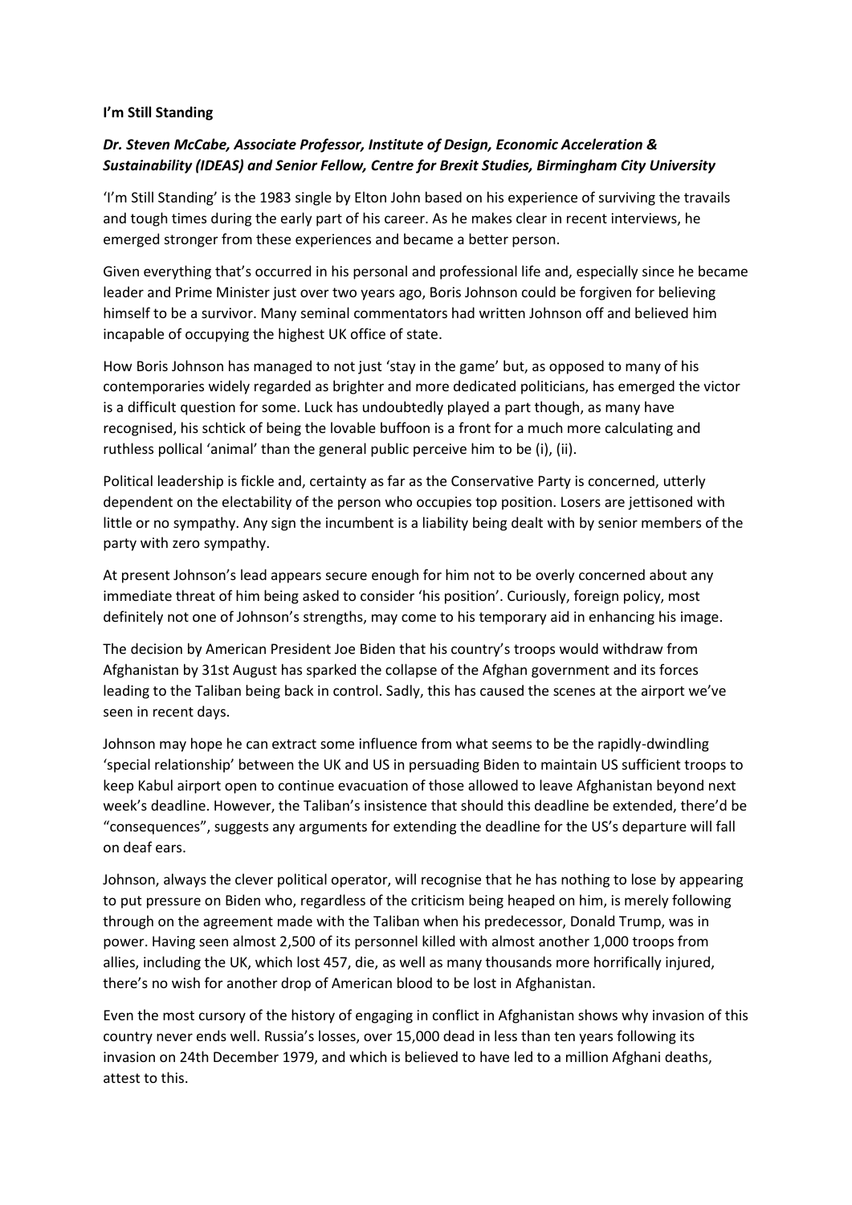**I'm Still Standing**

***Dr. Steven McCabe, Associate Professor, Institute of Design, Economic Acceleration & Sustainability (IDEAS) and Senior Fellow, Centre for Brexit Studies, Birmingham City University***

'I'm Still Standing' is the 1983 single by Elton John based on his experience of surviving the travails and tough times during the early part of his career. As he makes clear in recent interviews, he emerged stronger from these experiences and became a better person.

Given everything that's occurred in his personal and professional life and, especially since he became leader and Prime Minister just over two years ago, Boris Johnson could be forgiven for believing himself to be a survivor. Many seminal commentators had written Johnson off and believed him incapable of occupying the highest UK office of state.

How Boris Johnson has managed to not just 'stay in the game' but, as opposed to many of his contemporaries widely regarded as brighter and more dedicated politicians, has emerged the victor is a difficult question for some. Luck has undoubtedly played a part though, as many have recognised, his schtick of being the lovable buffoon is a front for a much more calculating and ruthless pollical 'animal' than the general public perceive him to be (i), (ii).

Political leadership is fickle and, certainty as far as the Conservative Party is concerned, utterly dependent on the electability of the person who occupies top position. Losers are jettisoned with little or no sympathy. Any sign the incumbent is a liability being dealt with by senior members of the party with zero sympathy.

At present Johnson's lead appears secure enough for him not to be overly concerned about any immediate threat of him being asked to consider 'his position'. Curiously, foreign policy, most definitely not one of Johnson's strengths, may come to his temporary aid in enhancing his image.

The decision by American President Joe Biden that his country's troops would withdraw from Afghanistan by 31st August has sparked the collapse of the Afghan government and its forces leading to the Taliban being back in control. Sadly, this has caused the scenes at the airport we've seen in recent days.

Johnson may hope he can extract some influence from what seems to be the rapidly-dwindling 'special relationship' between the UK and US in persuading Biden to maintain US sufficient troops to keep Kabul airport open to continue evacuation of those allowed to leave Afghanistan beyond next week's deadline. However, the Taliban's insistence that should this deadline be extended, there'd be "consequences", suggests any arguments for extending the deadline for the US's departure will fall on deaf ears.

Johnson, always the clever political operator, will recognise that he has nothing to lose by appearing to put pressure on Biden who, regardless of the criticism being heaped on him, is merely following through on the agreement made with the Taliban when his predecessor, Donald Trump, was in power. Having seen almost 2,500 of its personnel killed with almost another 1,000 troops from allies, including the UK, which lost 457, die, as well as many thousands more horrifically injured, there's no wish for another drop of American blood to be lost in Afghanistan.

Even the most cursory of the history of engaging in conflict in Afghanistan shows why invasion of this country never ends well. Russia's losses, over 15,000 dead in less than ten years following its invasion on 24th December 1979, and which is believed to have led to a million Afghani deaths, attest to this.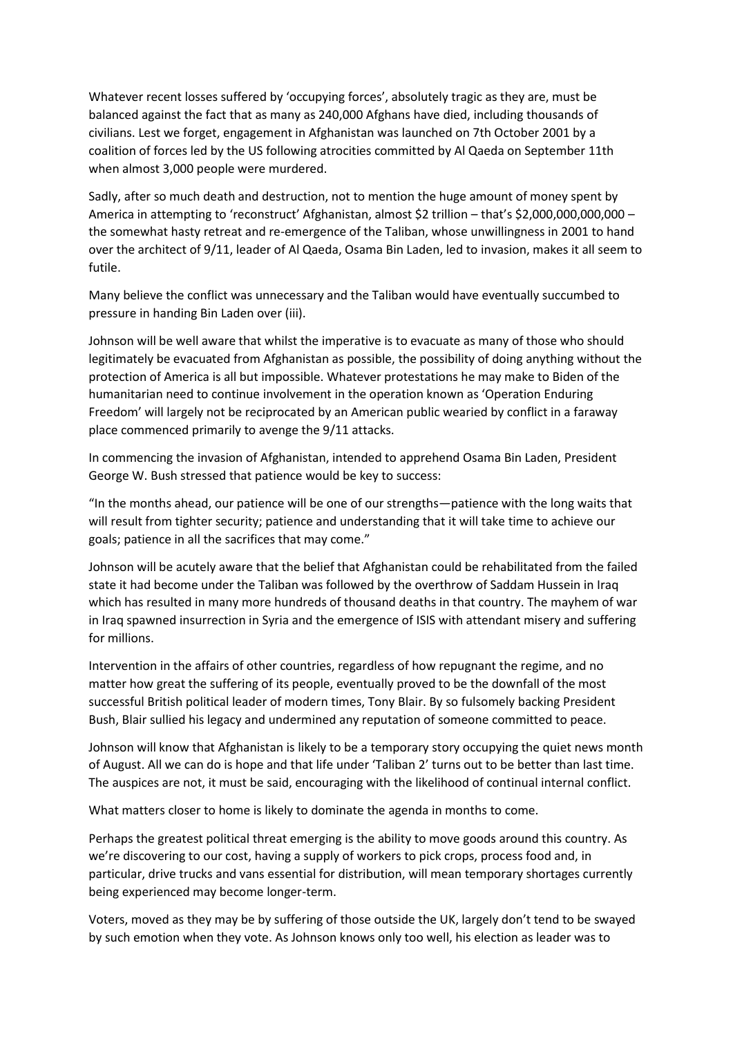Whatever recent losses suffered by 'occupying forces', absolutely tragic as they are, must be balanced against the fact that as many as 240,000 Afghans have died, including thousands of civilians. Lest we forget, engagement in Afghanistan was launched on 7th October 2001 by a coalition of forces led by the US following atrocities committed by Al Qaeda on September 11th when almost 3,000 people were murdered.

Sadly, after so much death and destruction, not to mention the huge amount of money spent by America in attempting to 'reconstruct' Afghanistan, almost $2 trillion – that's $2,000,000,000,000 – the somewhat hasty retreat and re-emergence of the Taliban, whose unwillingness in 2001 to hand over the architect of 9/11, leader of Al Qaeda, Osama Bin Laden, led to invasion, makes it all seem to futile.

Many believe the conflict was unnecessary and the Taliban would have eventually succumbed to pressure in handing Bin Laden over (iii).

Johnson will be well aware that whilst the imperative is to evacuate as many of those who should legitimately be evacuated from Afghanistan as possible, the possibility of doing anything without the protection of America is all but impossible. Whatever protestations he may make to Biden of the humanitarian need to continue involvement in the operation known as 'Operation Enduring Freedom' will largely not be reciprocated by an American public wearied by conflict in a faraway place commenced primarily to avenge the 9/11 attacks.

In commencing the invasion of Afghanistan, intended to apprehend Osama Bin Laden, President George W. Bush stressed that patience would be key to success:

"In the months ahead, our patience will be one of our strengths—patience with the long waits that will result from tighter security; patience and understanding that it will take time to achieve our goals; patience in all the sacrifices that may come."

Johnson will be acutely aware that the belief that Afghanistan could be rehabilitated from the failed state it had become under the Taliban was followed by the overthrow of Saddam Hussein in Iraq which has resulted in many more hundreds of thousand deaths in that country. The mayhem of war in Iraq spawned insurrection in Syria and the emergence of ISIS with attendant misery and suffering for millions.

Intervention in the affairs of other countries, regardless of how repugnant the regime, and no matter how great the suffering of its people, eventually proved to be the downfall of the most successful British political leader of modern times, Tony Blair. By so fulsomely backing President Bush, Blair sullied his legacy and undermined any reputation of someone committed to peace.

Johnson will know that Afghanistan is likely to be a temporary story occupying the quiet news month of August. All we can do is hope and that life under 'Taliban 2' turns out to be better than last time. The auspices are not, it must be said, encouraging with the likelihood of continual internal conflict.

What matters closer to home is likely to dominate the agenda in months to come.

Perhaps the greatest political threat emerging is the ability to move goods around this country. As we're discovering to our cost, having a supply of workers to pick crops, process food and, in particular, drive trucks and vans essential for distribution, will mean temporary shortages currently being experienced may become longer-term.

Voters, moved as they may be by suffering of those outside the UK, largely don't tend to be swayed by such emotion when they vote. As Johnson knows only too well, his election as leader was to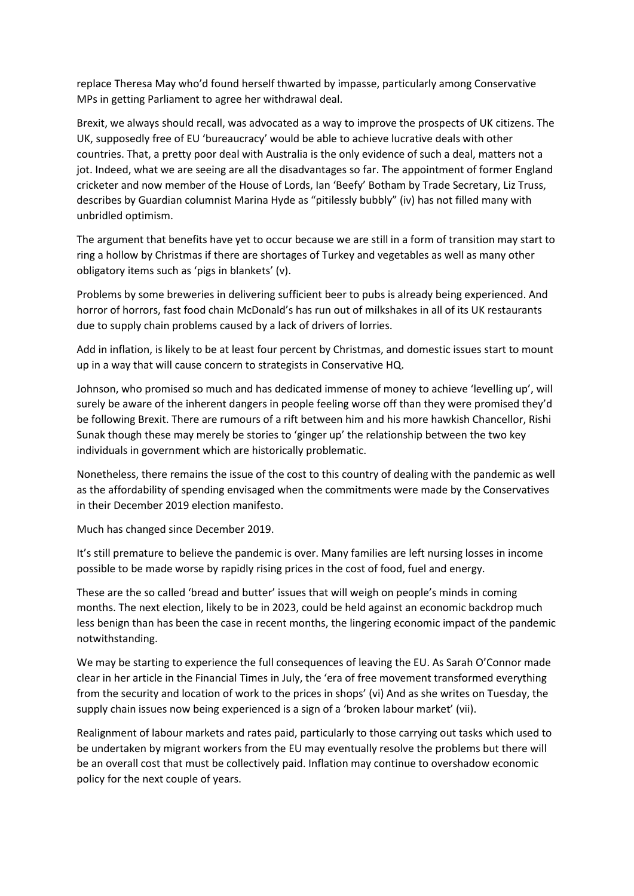replace Theresa May who'd found herself thwarted by impasse, particularly among Conservative MPs in getting Parliament to agree her withdrawal deal.

Brexit, we always should recall, was advocated as a way to improve the prospects of UK citizens. The UK, supposedly free of EU 'bureaucracy' would be able to achieve lucrative deals with other countries. That, a pretty poor deal with Australia is the only evidence of such a deal, matters not a jot. Indeed, what we are seeing are all the disadvantages so far. The appointment of former England cricketer and now member of the House of Lords, Ian 'Beefy' Botham by Trade Secretary, Liz Truss, describes by Guardian columnist Marina Hyde as "pitilessly bubbly" (iv) has not filled many with unbridled optimism.

The argument that benefits have yet to occur because we are still in a form of transition may start to ring a hollow by Christmas if there are shortages of Turkey and vegetables as well as many other obligatory items such as 'pigs in blankets' (v).

Problems by some breweries in delivering sufficient beer to pubs is already being experienced. And horror of horrors, fast food chain McDonald's has run out of milkshakes in all of its UK restaurants due to supply chain problems caused by a lack of drivers of lorries.

Add in inflation, is likely to be at least four percent by Christmas, and domestic issues start to mount up in a way that will cause concern to strategists in Conservative HQ.

Johnson, who promised so much and has dedicated immense of money to achieve 'levelling up', will surely be aware of the inherent dangers in people feeling worse off than they were promised they'd be following Brexit. There are rumours of a rift between him and his more hawkish Chancellor, Rishi Sunak though these may merely be stories to 'ginger up' the relationship between the two key individuals in government which are historically problematic.

Nonetheless, there remains the issue of the cost to this country of dealing with the pandemic as well as the affordability of spending envisaged when the commitments were made by the Conservatives in their December 2019 election manifesto.

Much has changed since December 2019.

It's still premature to believe the pandemic is over. Many families are left nursing losses in income possible to be made worse by rapidly rising prices in the cost of food, fuel and energy.

These are the so called 'bread and butter' issues that will weigh on people's minds in coming months. The next election, likely to be in 2023, could be held against an economic backdrop much less benign than has been the case in recent months, the lingering economic impact of the pandemic notwithstanding.

We may be starting to experience the full consequences of leaving the EU. As Sarah O'Connor made clear in her article in the Financial Times in July, the 'era of free movement transformed everything from the security and location of work to the prices in shops' (vi) And as she writes on Tuesday, the supply chain issues now being experienced is a sign of a 'broken labour market' (vii).

Realignment of labour markets and rates paid, particularly to those carrying out tasks which used to be undertaken by migrant workers from the EU may eventually resolve the problems but there will be an overall cost that must be collectively paid. Inflation may continue to overshadow economic policy for the next couple of years.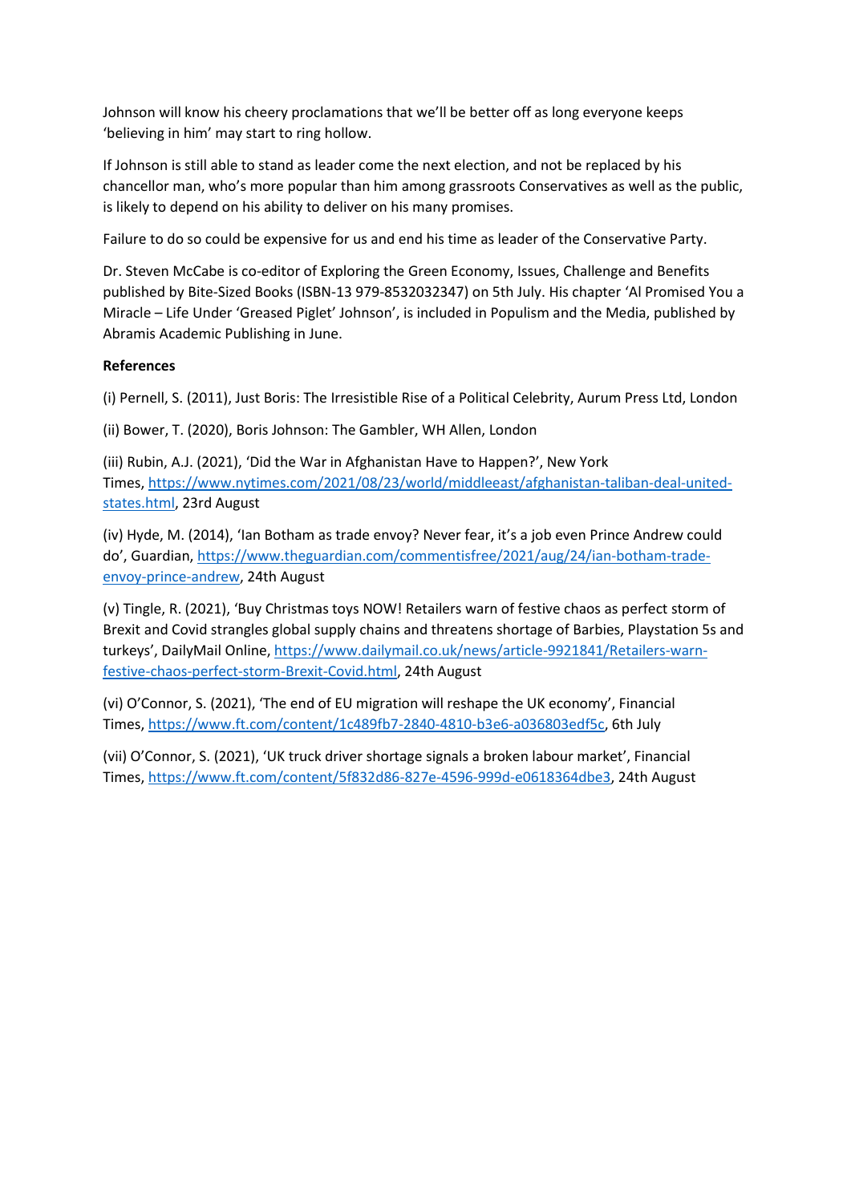Johnson will know his cheery proclamations that we'll be better off as long everyone keeps 'believing in him' may start to ring hollow.

If Johnson is still able to stand as leader come the next election, and not be replaced by his chancellor man, who's more popular than him among grassroots Conservatives as well as the public, is likely to depend on his ability to deliver on his many promises.

Failure to do so could be expensive for us and end his time as leader of the Conservative Party.

Dr. Steven McCabe is co-editor of Exploring the Green Economy, Issues, Challenge and Benefits published by Bite-Sized Books (ISBN-13 979-8532032347) on 5th July. His chapter 'Al Promised You a Miracle – Life Under 'Greased Piglet' Johnson', is included in Populism and the Media, published by Abramis Academic Publishing in June.

**References**

(i) Pernell, S. (2011), Just Boris: The Irresistible Rise of a Political Celebrity, Aurum Press Ltd, London

(ii) Bower, T. (2020), Boris Johnson: The Gambler, WH Allen, London

(iii) Rubin, A.J. (2021), 'Did the War in Afghanistan Have to Happen?', New York Times, https://www.nytimes.com/2021/08/23/world/middleeast/afghanistan-taliban-deal-united-states.html, 23rd August

(iv) Hyde, M. (2014), 'Ian Botham as trade envoy? Never fear, it's a job even Prince Andrew could do', Guardian, https://www.theguardian.com/commentisfree/2021/aug/24/ian-botham-trade-envoy-prince-andrew, 24th August

(v) Tingle, R. (2021), 'Buy Christmas toys NOW! Retailers warn of festive chaos as perfect storm of Brexit and Covid strangles global supply chains and threatens shortage of Barbies, Playstation 5s and turkeys', DailyMail Online, https://www.dailymail.co.uk/news/article-9921841/Retailers-warn-festive-chaos-perfect-storm-Brexit-Covid.html, 24th August

(vi) O'Connor, S. (2021), 'The end of EU migration will reshape the UK economy', Financial Times, https://www.ft.com/content/1c489fb7-2840-4810-b3e6-a036803edf5c, 6th July

(vii) O'Connor, S. (2021), 'UK truck driver shortage signals a broken labour market', Financial Times, https://www.ft.com/content/5f832d86-827e-4596-999d-e0618364dbe3, 24th August